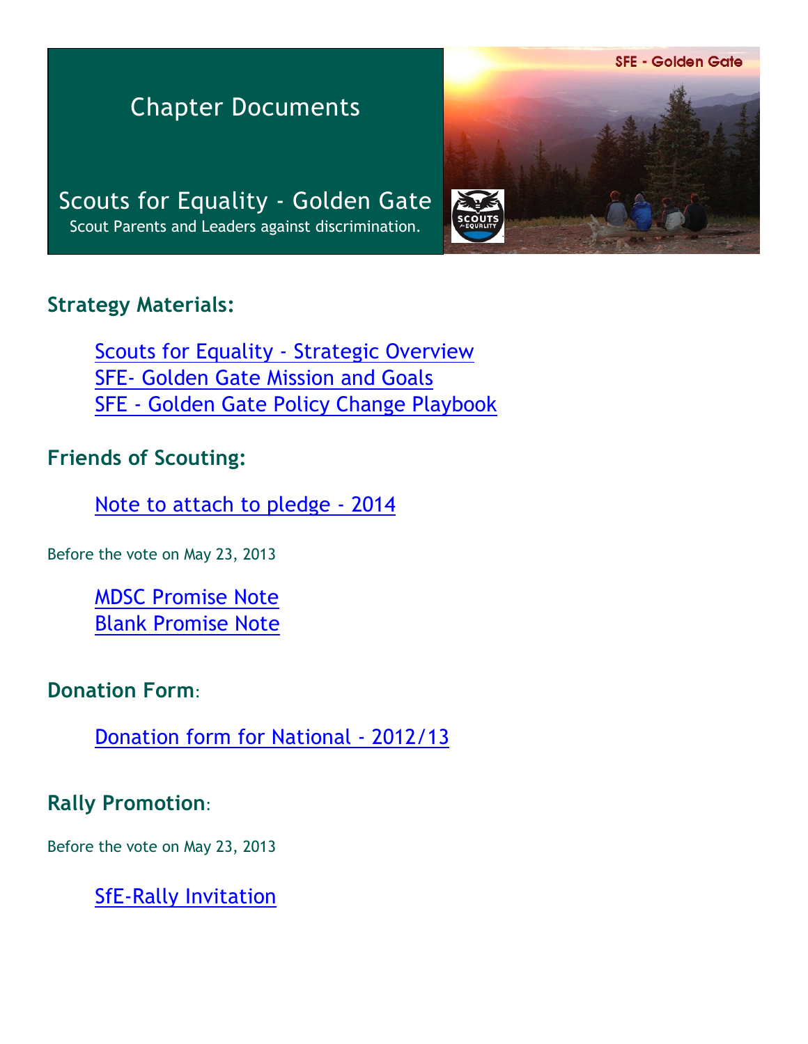# Chapter Documents

## Scouts for Equality - Golden Gate

Scout Parents and Leaders against discrimination.

SFE - Golden Gate

### Strategy Materials:

Scouts for Equality - Strategic Overview
SFE- Golden Gate Mission and Goals
SFE - Golden Gate Policy Change Playbook

### Friends of Scouting:

Note to attach to pledge - 2014

Before the vote on May 23, 2013

MDSC Promise Note
Blank Promise Note

### Donation Form:

Donation form for National - 2012/13

### Rally Promotion:

Before the vote on May 23, 2013

SfE-Rally Invitation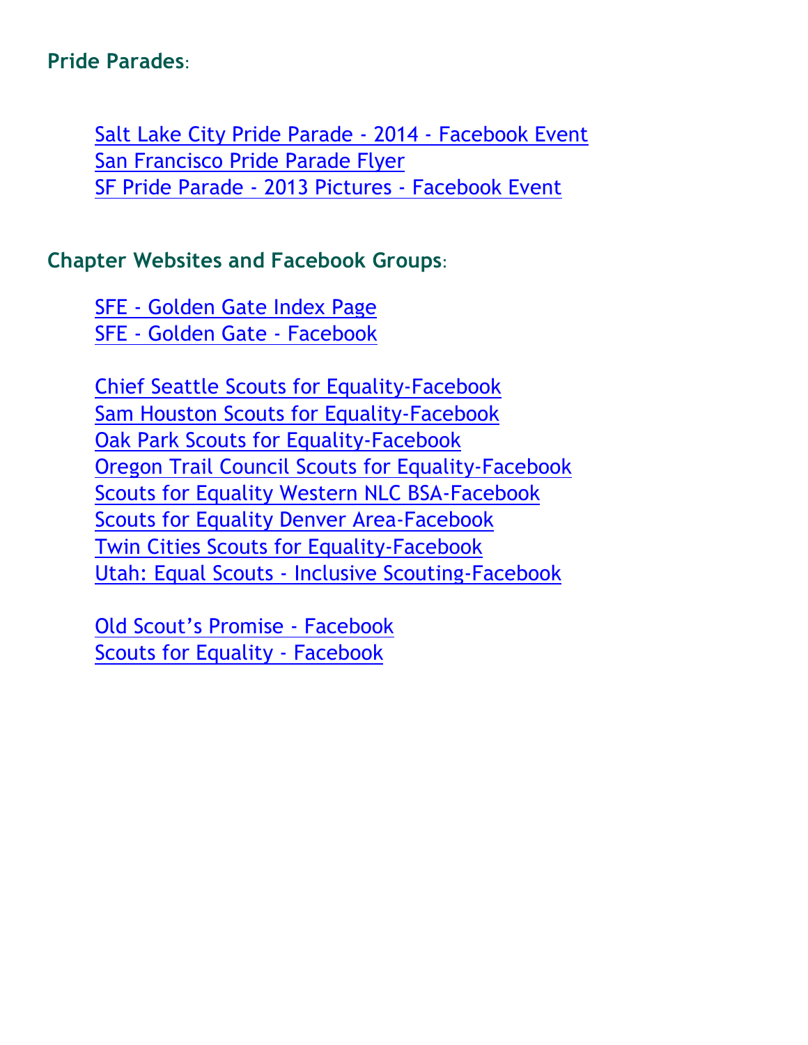**Pride Parades**:

Salt Lake City Pride Parade - 2014 - Facebook Event
San Francisco Pride Parade Flyer
SF Pride Parade - 2013 Pictures - Facebook Event

**Chapter Websites and Facebook Groups**:

SFE - Golden Gate Index Page
SFE - Golden Gate - Facebook

Chief Seattle Scouts for Equality-Facebook
Sam Houston Scouts for Equality-Facebook
Oak Park Scouts for Equality-Facebook
Oregon Trail Council Scouts for Equality-Facebook
Scouts for Equality Western NLC BSA-Facebook
Scouts for Equality Denver Area-Facebook
Twin Cities Scouts for Equality-Facebook
Utah: Equal Scouts - Inclusive Scouting-Facebook

Old Scout's Promise - Facebook
Scouts for Equality - Facebook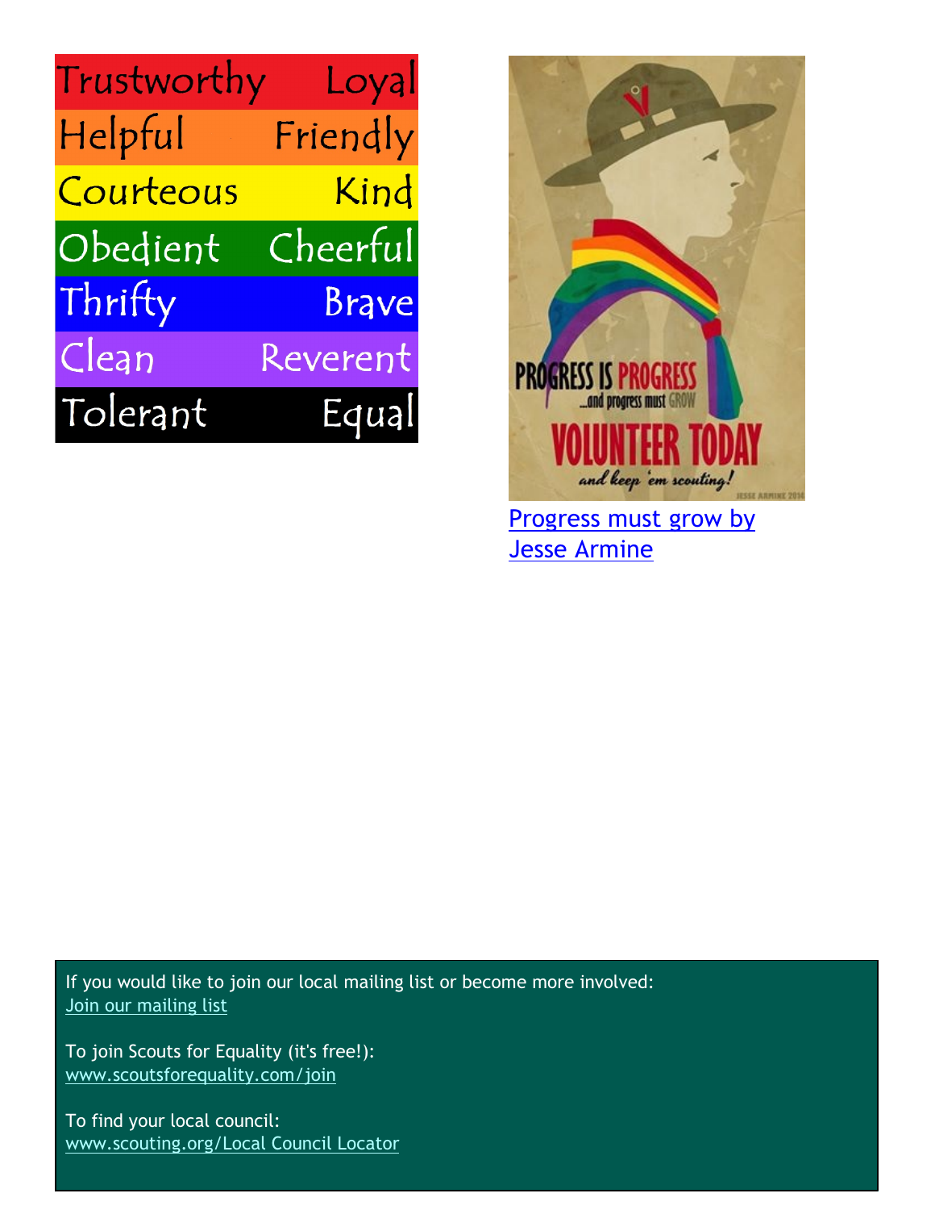| | |
|---|---|
| Trustworthy | Loyal |
| Helpful | Friendly |
| Courteous | Kind |
| Obedient | Cheerful |
| Thrifty | Brave |
| Clean | Reverent |
| Tolerant | Equal |

Progress must grow by Jesse Armine

If you would like to join our local mailing list or become more involved:
Join our mailing list

To join Scouts for Equality (it's free!):
www.scoutsforequality.com/join

To find your local council:
www.scouting.org/Local Council Locator